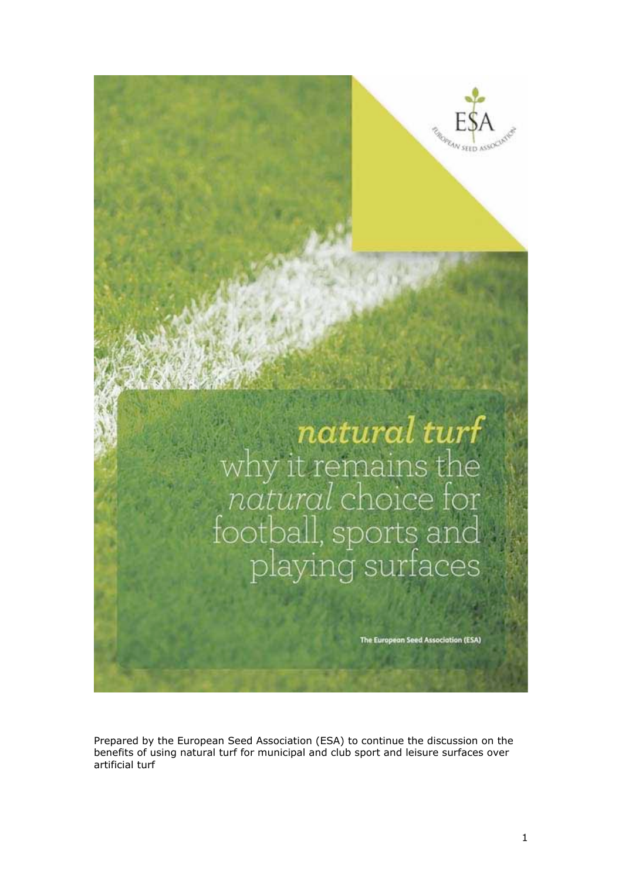ESA

EUROPEAN SEED ASSOCIATION

# *natural turf* why it remains the *natural* choice for football, sports and playing surfaces

**The European Seed Association (ESA)**

Prepared by the European Seed Association (ESA) to continue the discussion on the benefits of using natural turf for municipal and club sport and leisure surfaces over artificial turf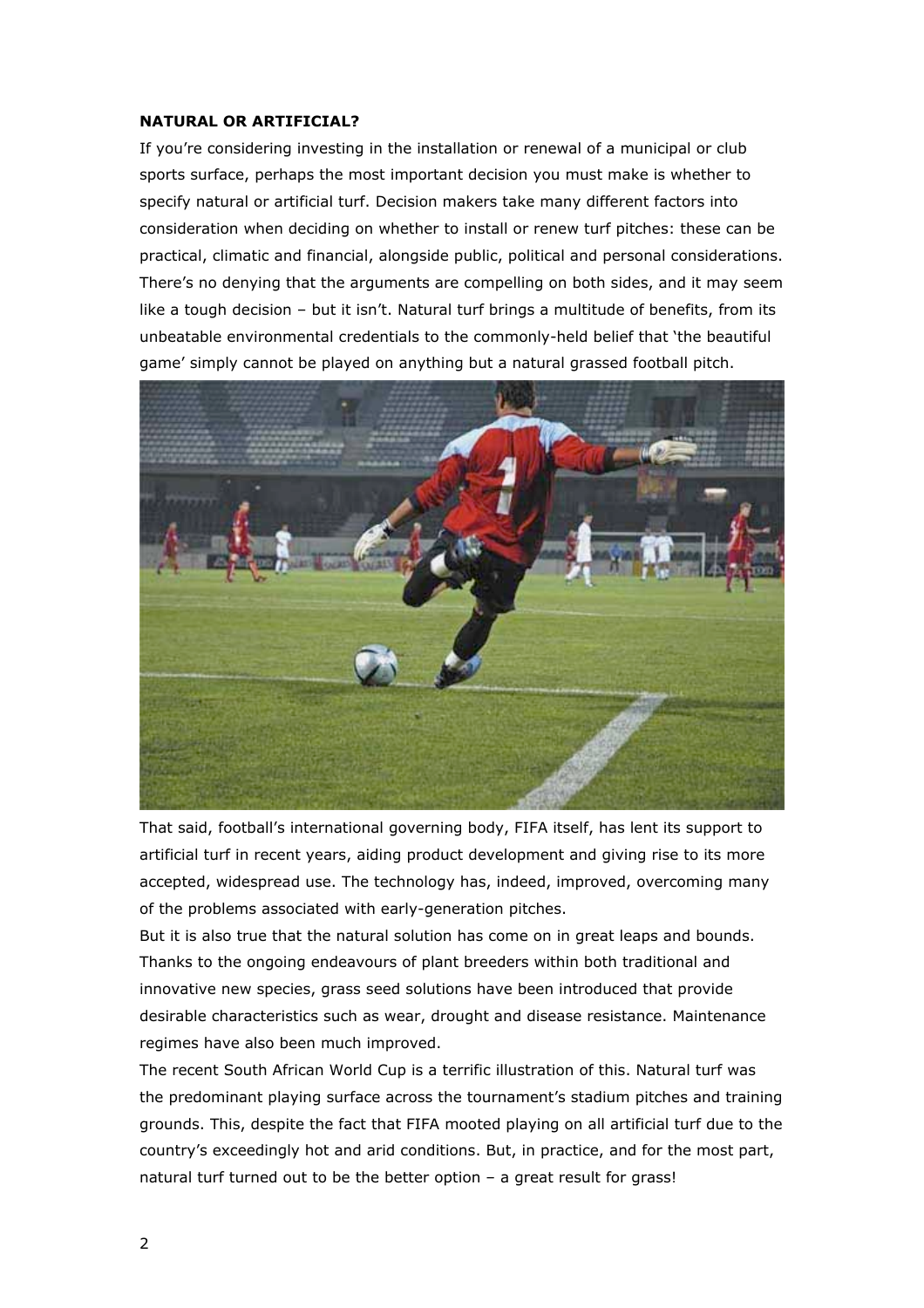**NATURAL OR ARTIFICIAL?**

If you're considering investing in the installation or renewal of a municipal or club sports surface, perhaps the most important decision you must make is whether to specify natural or artificial turf. Decision makers take many different factors into consideration when deciding on whether to install or renew turf pitches: these can be practical, climatic and financial, alongside public, political and personal considerations. There's no denying that the arguments are compelling on both sides, and it may seem like a tough decision – but it isn't. Natural turf brings a multitude of benefits, from its unbeatable environmental credentials to the commonly-held belief that 'the beautiful game' simply cannot be played on anything but a natural grassed football pitch.

That said, football's international governing body, FIFA itself, has lent its support to artificial turf in recent years, aiding product development and giving rise to its more accepted, widespread use. The technology has, indeed, improved, overcoming many of the problems associated with early-generation pitches.

But it is also true that the natural solution has come on in great leaps and bounds. Thanks to the ongoing endeavours of plant breeders within both traditional and innovative new species, grass seed solutions have been introduced that provide desirable characteristics such as wear, drought and disease resistance. Maintenance regimes have also been much improved.

The recent South African World Cup is a terrific illustration of this. Natural turf was the predominant playing surface across the tournament's stadium pitches and training grounds. This, despite the fact that FIFA mooted playing on all artificial turf due to the country's exceedingly hot and arid conditions. But, in practice, and for the most part, natural turf turned out to be the better option – a great result for grass!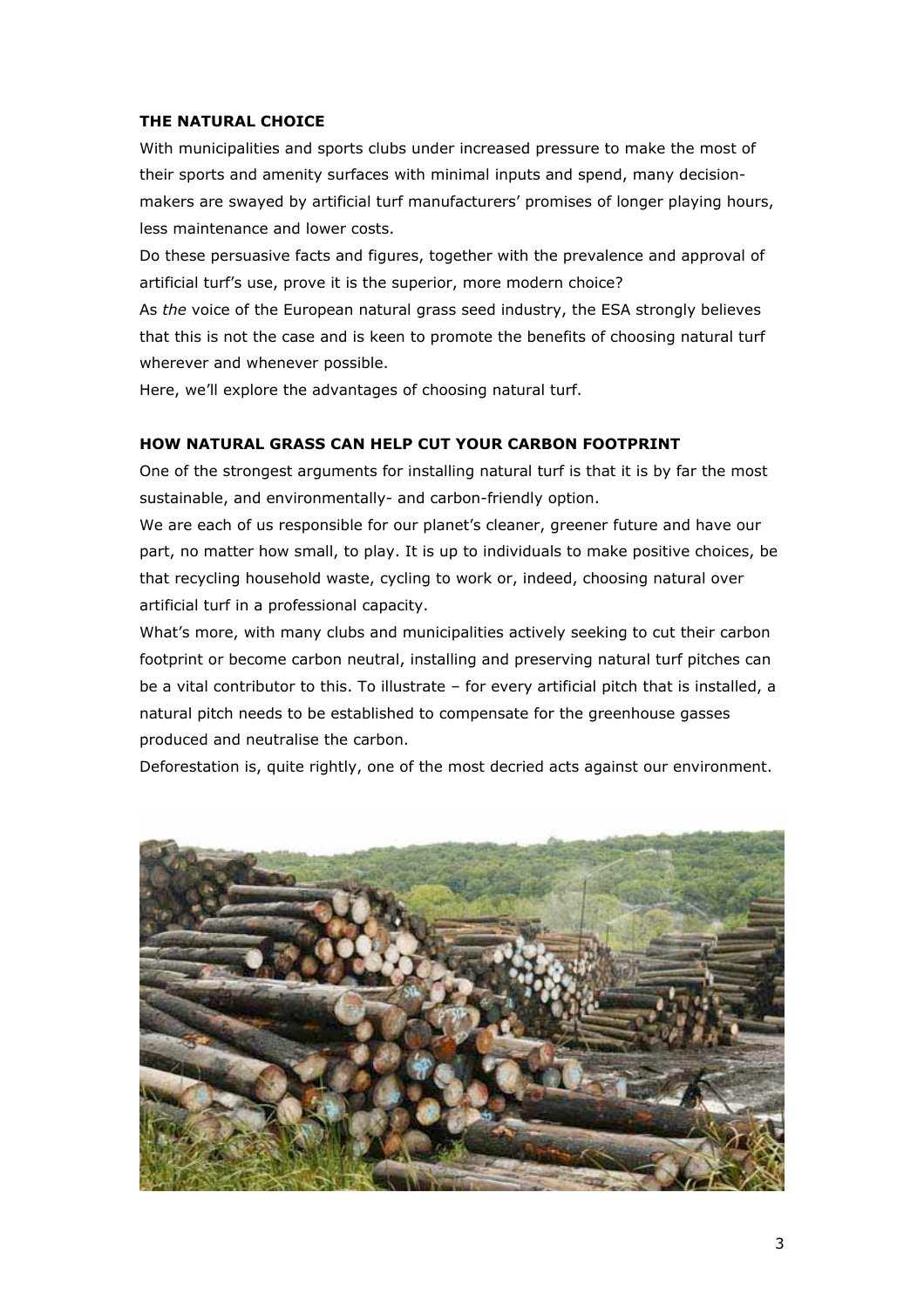## THE NATURAL CHOICE

With municipalities and sports clubs under increased pressure to make the most of their sports and amenity surfaces with minimal inputs and spend, many decision-makers are swayed by artificial turf manufacturers' promises of longer playing hours, less maintenance and lower costs.

Do these persuasive facts and figures, together with the prevalence and approval of artificial turf's use, prove it is the superior, more modern choice?

As *the* voice of the European natural grass seed industry, the ESA strongly believes that this is not the case and is keen to promote the benefits of choosing natural turf wherever and whenever possible.

Here, we'll explore the advantages of choosing natural turf.

## HOW NATURAL GRASS CAN HELP CUT YOUR CARBON FOOTPRINT

One of the strongest arguments for installing natural turf is that it is by far the most sustainable, and environmentally- and carbon-friendly option.

We are each of us responsible for our planet's cleaner, greener future and have our part, no matter how small, to play. It is up to individuals to make positive choices, be that recycling household waste, cycling to work or, indeed, choosing natural over artificial turf in a professional capacity.

What's more, with many clubs and municipalities actively seeking to cut their carbon footprint or become carbon neutral, installing and preserving natural turf pitches can be a vital contributor to this. To illustrate – for every artificial pitch that is installed, a natural pitch needs to be established to compensate for the greenhouse gasses produced and neutralise the carbon.

Deforestation is, quite rightly, one of the most decried acts against our environment.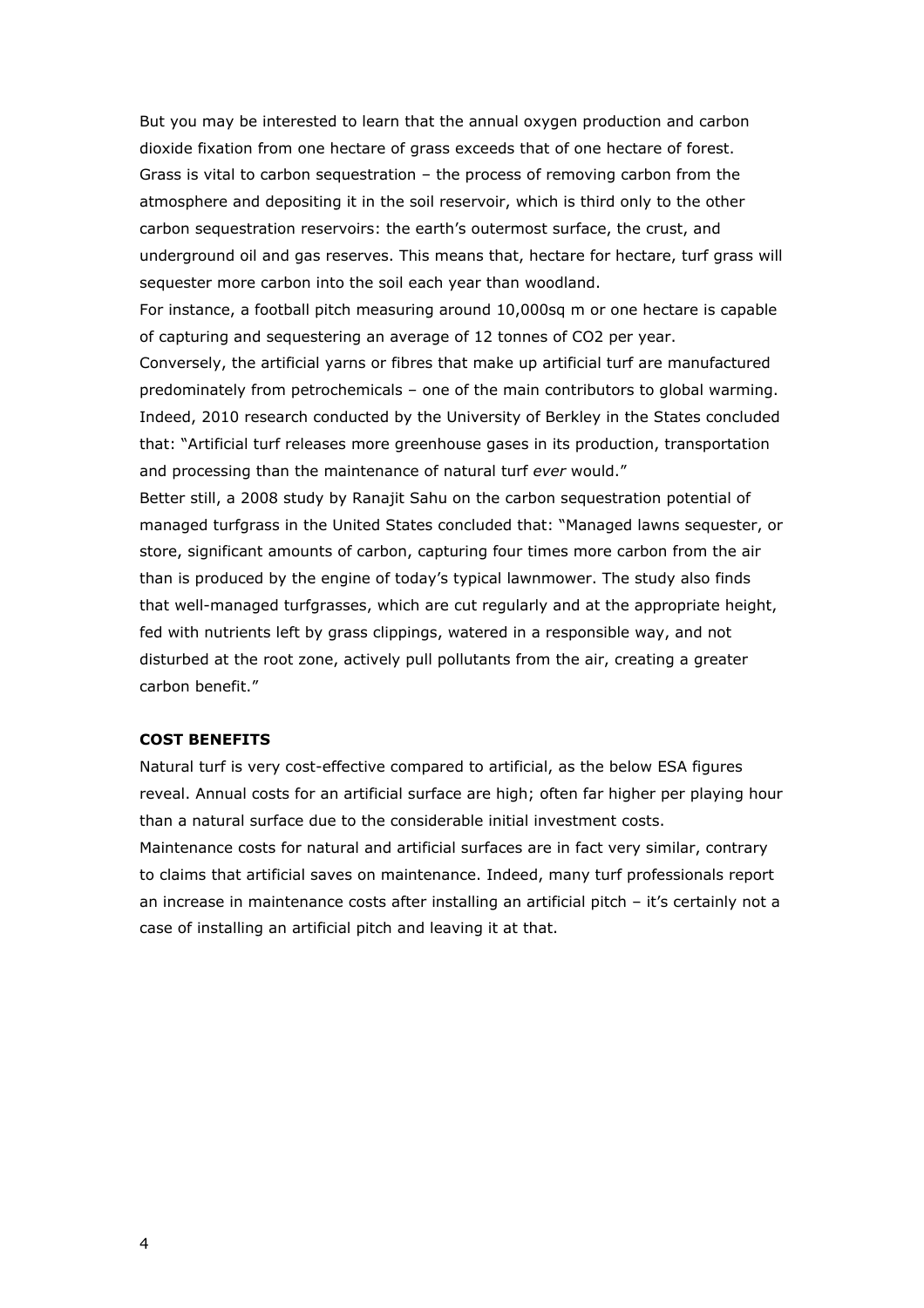But you may be interested to learn that the annual oxygen production and carbon dioxide fixation from one hectare of grass exceeds that of one hectare of forest. Grass is vital to carbon sequestration – the process of removing carbon from the atmosphere and depositing it in the soil reservoir, which is third only to the other carbon sequestration reservoirs: the earth's outermost surface, the crust, and underground oil and gas reserves. This means that, hectare for hectare, turf grass will sequester more carbon into the soil each year than woodland.

For instance, a football pitch measuring around 10,000sq m or one hectare is capable of capturing and sequestering an average of 12 tonnes of $CO_2$ per year.

Conversely, the artificial yarns or fibres that make up artificial turf are manufactured predominately from petrochemicals – one of the main contributors to global warming. Indeed, 2010 research conducted by the University of Berkley in the States concluded that: "Artificial turf releases more greenhouse gases in its production, transportation and processing than the maintenance of natural turf *ever* would."

Better still, a 2008 study by Ranajit Sahu on the carbon sequestration potential of managed turfgrass in the United States concluded that: "Managed lawns sequester, or store, significant amounts of carbon, capturing four times more carbon from the air than is produced by the engine of today's typical lawnmower. The study also finds that well-managed turfgrasses, which are cut regularly and at the appropriate height, fed with nutrients left by grass clippings, watered in a responsible way, and not disturbed at the root zone, actively pull pollutants from the air, creating a greater carbon benefit."

**COST BENEFITS**

Natural turf is very cost-effective compared to artificial, as the below ESA figures reveal. Annual costs for an artificial surface are high; often far higher per playing hour than a natural surface due to the considerable initial investment costs.

Maintenance costs for natural and artificial surfaces are in fact very similar, contrary to claims that artificial saves on maintenance. Indeed, many turf professionals report an increase in maintenance costs after installing an artificial pitch – it's certainly not a case of installing an artificial pitch and leaving it at that.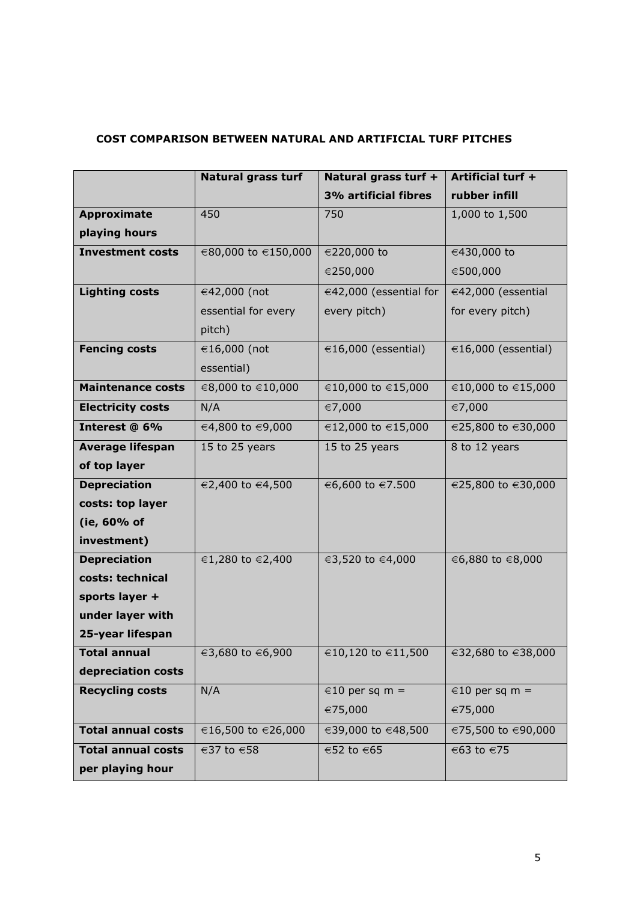**COST COMPARISON BETWEEN NATURAL AND ARTIFICIAL TURF PITCHES**

| | Natural grass turf | Natural grass turf + 3% artificial fibres | Artificial turf + rubber infill |
|---|---|---|---|
| **Approximate playing hours** | 450 | 750 | 1,000 to 1,500 |
| **Investment costs** | €80,000 to €150,000 | €220,000 to €250,000 | €430,000 to €500,000 |
| **Lighting costs** | €42,000 (not essential for every pitch) | €42,000 (essential for every pitch) | €42,000 (essential for every pitch) |
| **Fencing costs** | €16,000 (not essential) | €16,000 (essential) | €16,000 (essential) |
| **Maintenance costs** | €8,000 to €10,000 | €10,000 to €15,000 | €10,000 to €15,000 |
| **Electricity costs** | N/A | €7,000 | €7,000 |
| **Interest @ 6%** | €4,800 to €9,000 | €12,000 to €15,000 | €25,800 to €30,000 |
| **Average lifespan of top layer** | 15 to 25 years | 15 to 25 years | 8 to 12 years |
| **Depreciation costs: top layer (ie, 60% of investment)** | €2,400 to €4,500 | €6,600 to €7.500 | €25,800 to €30,000 |
| **Depreciation costs: technical sports layer + under layer with 25-year lifespan** | €1,280 to €2,400 | €3,520 to €4,000 | €6,880 to €8,000 |
| **Total annual depreciation costs** | €3,680 to €6,900 | €10,120 to €11,500 | €32,680 to €38,000 |
| **Recycling costs** | N/A | €10 per sq m = €75,000 | €10 per sq m = €75,000 |
| **Total annual costs** | €16,500 to €26,000 | €39,000 to €48,500 | €75,500 to €90,000 |
| **Total annual costs per playing hour** | €37 to €58 | €52 to €65 | €63 to €75 |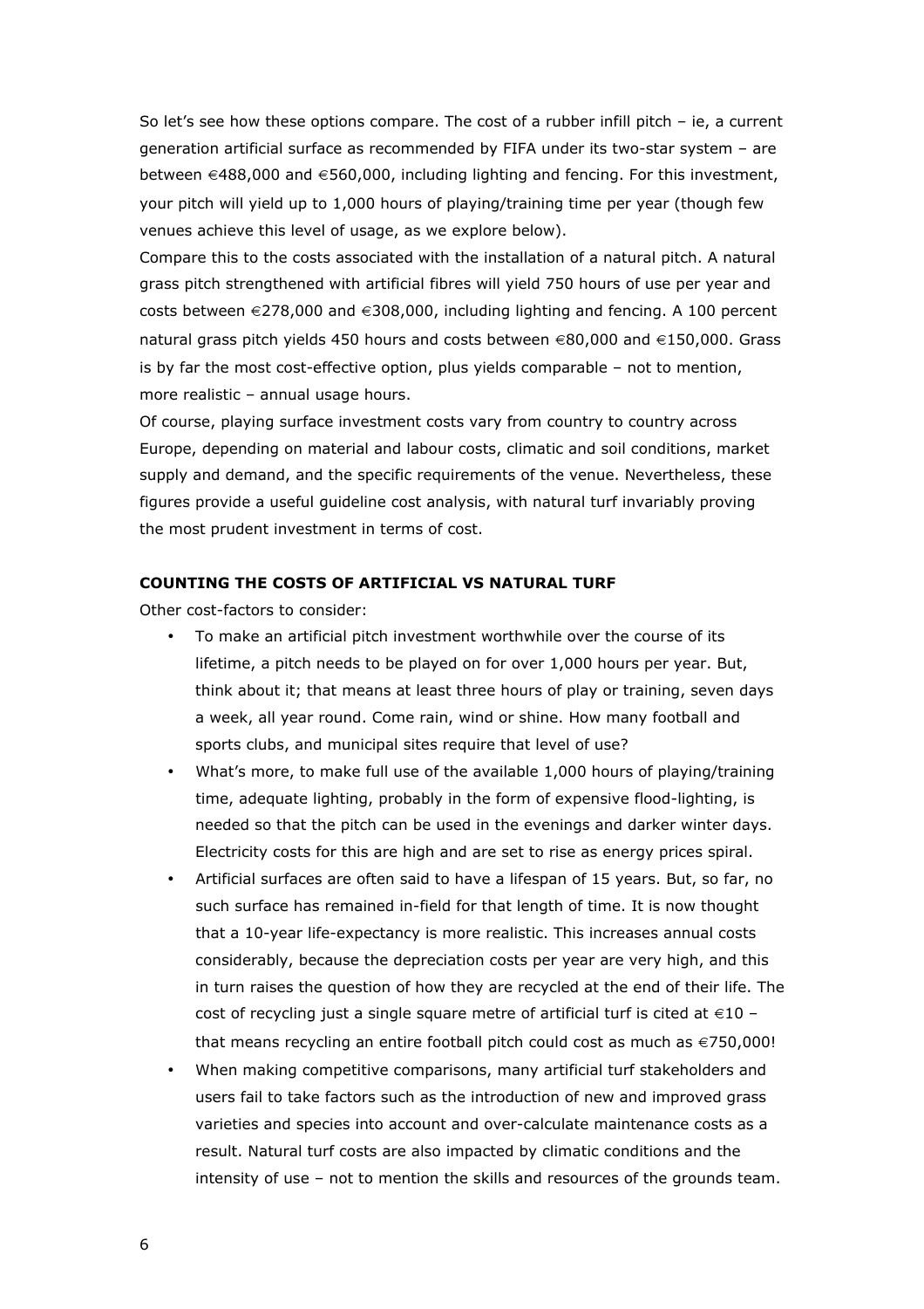So let's see how these options compare. The cost of a rubber infill pitch – ie, a current generation artificial surface as recommended by FIFA under its two-star system – are between €488,000 and €560,000, including lighting and fencing. For this investment, your pitch will yield up to 1,000 hours of playing/training time per year (though few venues achieve this level of usage, as we explore below).

Compare this to the costs associated with the installation of a natural pitch. A natural grass pitch strengthened with artificial fibres will yield 750 hours of use per year and costs between €278,000 and €308,000, including lighting and fencing. A 100 percent natural grass pitch yields 450 hours and costs between €80,000 and €150,000. Grass is by far the most cost-effective option, plus yields comparable – not to mention, more realistic – annual usage hours.

Of course, playing surface investment costs vary from country to country across Europe, depending on material and labour costs, climatic and soil conditions, market supply and demand, and the specific requirements of the venue. Nevertheless, these figures provide a useful guideline cost analysis, with natural turf invariably proving the most prudent investment in terms of cost.

**COUNTING THE COSTS OF ARTIFICIAL VS NATURAL TURF**

Other cost-factors to consider:

- To make an artificial pitch investment worthwhile over the course of its lifetime, a pitch needs to be played on for over 1,000 hours per year. But, think about it; that means at least three hours of play or training, seven days a week, all year round. Come rain, wind or shine. How many football and sports clubs, and municipal sites require that level of use?
- What's more, to make full use of the available 1,000 hours of playing/training time, adequate lighting, probably in the form of expensive flood-lighting, is needed so that the pitch can be used in the evenings and darker winter days. Electricity costs for this are high and are set to rise as energy prices spiral.
- Artificial surfaces are often said to have a lifespan of 15 years. But, so far, no such surface has remained in-field for that length of time. It is now thought that a 10-year life-expectancy is more realistic. This increases annual costs considerably, because the depreciation costs per year are very high, and this in turn raises the question of how they are recycled at the end of their life. The cost of recycling just a single square metre of artificial turf is cited at €10 – that means recycling an entire football pitch could cost as much as €750,000!
- When making competitive comparisons, many artificial turf stakeholders and users fail to take factors such as the introduction of new and improved grass varieties and species into account and over-calculate maintenance costs as a result. Natural turf costs are also impacted by climatic conditions and the intensity of use – not to mention the skills and resources of the grounds team.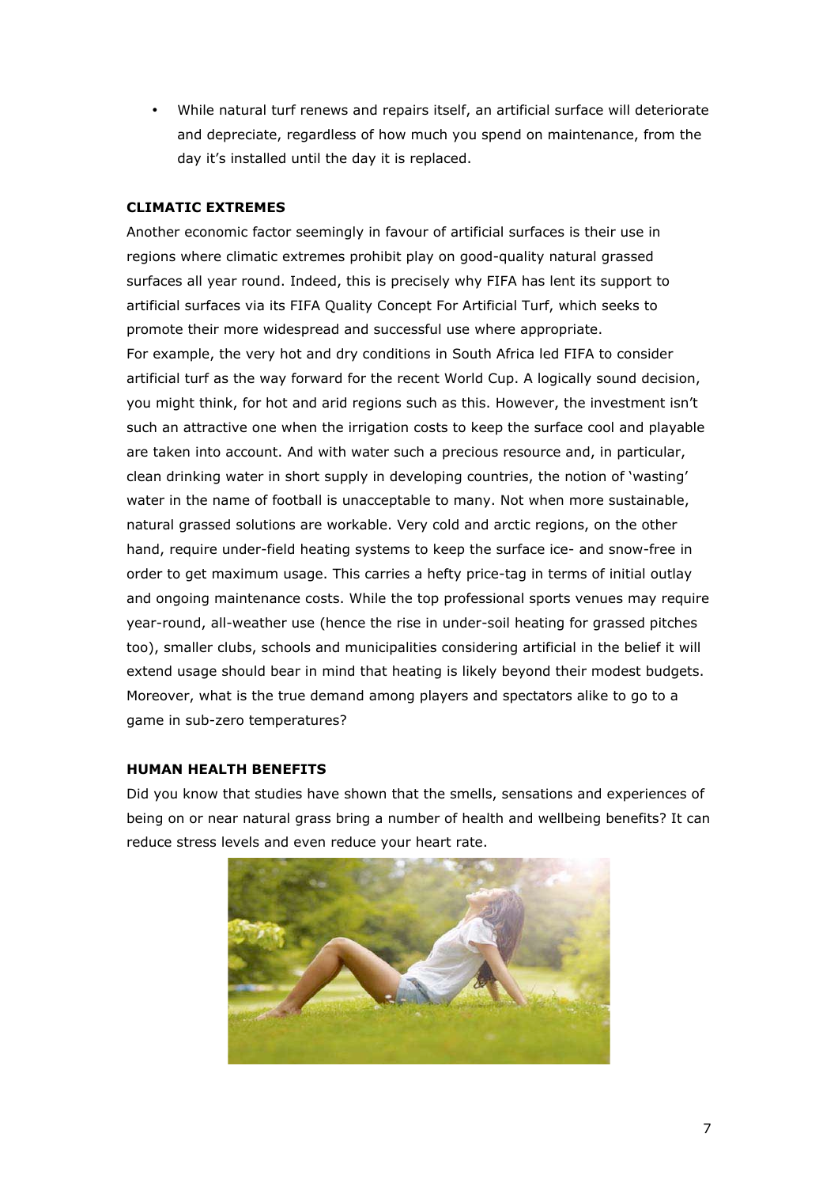- While natural turf renews and repairs itself, an artificial surface will deteriorate and depreciate, regardless of how much you spend on maintenance, from the day it's installed until the day it is replaced.

**CLIMATIC EXTREMES**

Another economic factor seemingly in favour of artificial surfaces is their use in regions where climatic extremes prohibit play on good-quality natural grassed surfaces all year round. Indeed, this is precisely why FIFA has lent its support to artificial surfaces via its FIFA Quality Concept For Artificial Turf, which seeks to promote their more widespread and successful use where appropriate.

For example, the very hot and dry conditions in South Africa led FIFA to consider artificial turf as the way forward for the recent World Cup. A logically sound decision, you might think, for hot and arid regions such as this. However, the investment isn't such an attractive one when the irrigation costs to keep the surface cool and playable are taken into account. And with water such a precious resource and, in particular, clean drinking water in short supply in developing countries, the notion of 'wasting' water in the name of football is unacceptable to many. Not when more sustainable, natural grassed solutions are workable. Very cold and arctic regions, on the other hand, require under-field heating systems to keep the surface ice- and snow-free in order to get maximum usage. This carries a hefty price-tag in terms of initial outlay and ongoing maintenance costs. While the top professional sports venues may require year-round, all-weather use (hence the rise in under-soil heating for grassed pitches too), smaller clubs, schools and municipalities considering artificial in the belief it will extend usage should bear in mind that heating is likely beyond their modest budgets. Moreover, what is the true demand among players and spectators alike to go to a game in sub-zero temperatures?

**HUMAN HEALTH BENEFITS**

Did you know that studies have shown that the smells, sensations and experiences of being on or near natural grass bring a number of health and wellbeing benefits? It can reduce stress levels and even reduce your heart rate.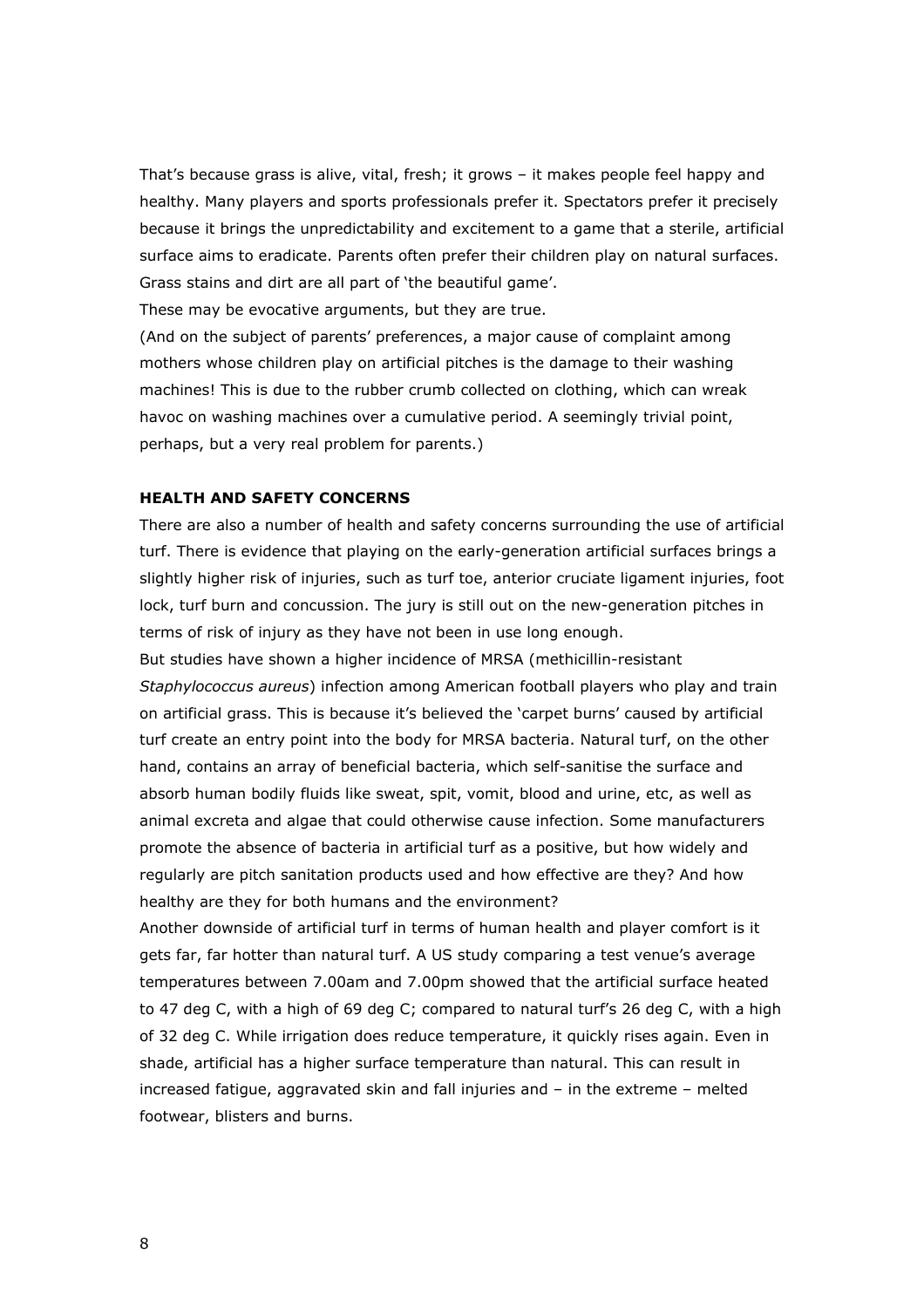That's because grass is alive, vital, fresh; it grows – it makes people feel happy and healthy. Many players and sports professionals prefer it. Spectators prefer it precisely because it brings the unpredictability and excitement to a game that a sterile, artificial surface aims to eradicate. Parents often prefer their children play on natural surfaces. Grass stains and dirt are all part of 'the beautiful game'.

These may be evocative arguments, but they are true.

(And on the subject of parents' preferences, a major cause of complaint among mothers whose children play on artificial pitches is the damage to their washing machines! This is due to the rubber crumb collected on clothing, which can wreak havoc on washing machines over a cumulative period. A seemingly trivial point, perhaps, but a very real problem for parents.)

**HEALTH AND SAFETY CONCERNS**

There are also a number of health and safety concerns surrounding the use of artificial turf. There is evidence that playing on the early-generation artificial surfaces brings a slightly higher risk of injuries, such as turf toe, anterior cruciate ligament injuries, foot lock, turf burn and concussion. The jury is still out on the new-generation pitches in terms of risk of injury as they have not been in use long enough.

But studies have shown a higher incidence of MRSA (methicillin-resistant *Staphylococcus aureus*) infection among American football players who play and train on artificial grass. This is because it's believed the 'carpet burns' caused by artificial turf create an entry point into the body for MRSA bacteria. Natural turf, on the other hand, contains an array of beneficial bacteria, which self-sanitise the surface and absorb human bodily fluids like sweat, spit, vomit, blood and urine, etc, as well as animal excreta and algae that could otherwise cause infection. Some manufacturers promote the absence of bacteria in artificial turf as a positive, but how widely and regularly are pitch sanitation products used and how effective are they? And how healthy are they for both humans and the environment?

Another downside of artificial turf in terms of human health and player comfort is it gets far, far hotter than natural turf. A US study comparing a test venue's average temperatures between 7.00am and 7.00pm showed that the artificial surface heated to 47 deg C, with a high of 69 deg C; compared to natural turf's 26 deg C, with a high of 32 deg C. While irrigation does reduce temperature, it quickly rises again. Even in shade, artificial has a higher surface temperature than natural. This can result in increased fatigue, aggravated skin and fall injuries and – in the extreme – melted footwear, blisters and burns.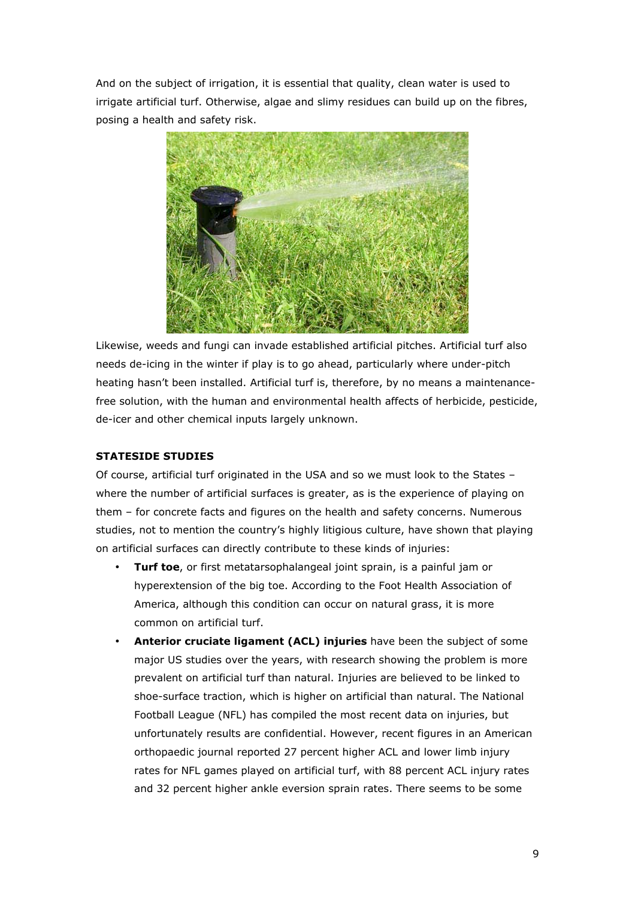And on the subject of irrigation, it is essential that quality, clean water is used to irrigate artificial turf. Otherwise, algae and slimy residues can build up on the fibres, posing a health and safety risk.

Likewise, weeds and fungi can invade established artificial pitches. Artificial turf also needs de-icing in the winter if play is to go ahead, particularly where under-pitch heating hasn't been installed. Artificial turf is, therefore, by no means a maintenance-free solution, with the human and environmental health affects of herbicide, pesticide, de-icer and other chemical inputs largely unknown.

**STATESIDE STUDIES**

Of course, artificial turf originated in the USA and so we must look to the States – where the number of artificial surfaces is greater, as is the experience of playing on them – for concrete facts and figures on the health and safety concerns. Numerous studies, not to mention the country's highly litigious culture, have shown that playing on artificial surfaces can directly contribute to these kinds of injuries:

- **Turf toe**, or first metatarsophalangeal joint sprain, is a painful jam or hyperextension of the big toe. According to the Foot Health Association of America, although this condition can occur on natural grass, it is more common on artificial turf.
- **Anterior cruciate ligament (ACL) injuries** have been the subject of some major US studies over the years, with research showing the problem is more prevalent on artificial turf than natural. Injuries are believed to be linked to shoe-surface traction, which is higher on artificial than natural. The National Football League (NFL) has compiled the most recent data on injuries, but unfortunately results are confidential. However, recent figures in an American orthopaedic journal reported 27 percent higher ACL and lower limb injury rates for NFL games played on artificial turf, with 88 percent ACL injury rates and 32 percent higher ankle eversion sprain rates. There seems to be some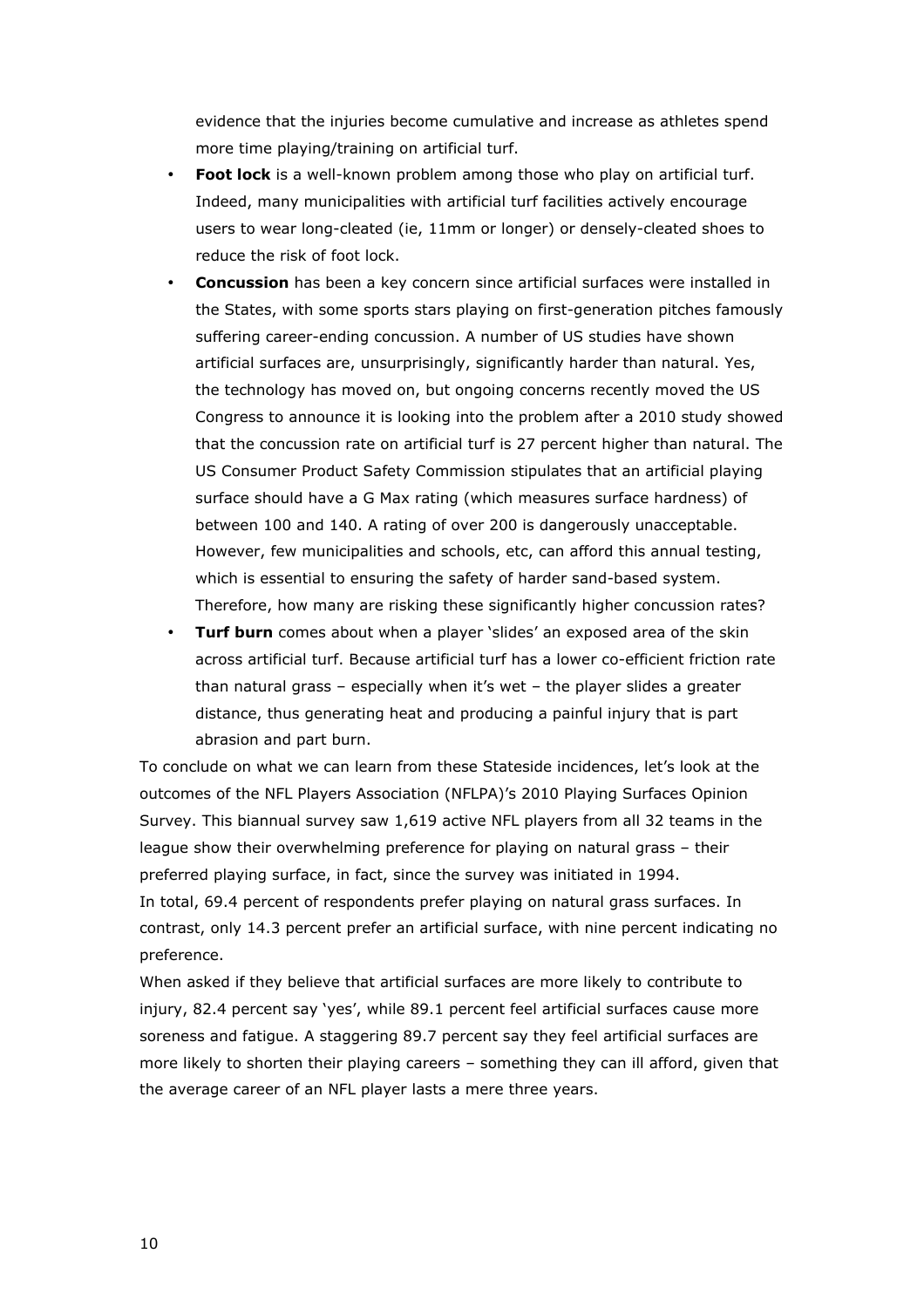evidence that the injuries become cumulative and increase as athletes spend more time playing/training on artificial turf.

- **Foot lock** is a well-known problem among those who play on artificial turf. Indeed, many municipalities with artificial turf facilities actively encourage users to wear long-cleated (ie, 11mm or longer) or densely-cleated shoes to reduce the risk of foot lock.
- **Concussion** has been a key concern since artificial surfaces were installed in the States, with some sports stars playing on first-generation pitches famously suffering career-ending concussion. A number of US studies have shown artificial surfaces are, unsurprisingly, significantly harder than natural. Yes, the technology has moved on, but ongoing concerns recently moved the US Congress to announce it is looking into the problem after a 2010 study showed that the concussion rate on artificial turf is 27 percent higher than natural. The US Consumer Product Safety Commission stipulates that an artificial playing surface should have a G Max rating (which measures surface hardness) of between 100 and 140. A rating of over 200 is dangerously unacceptable. However, few municipalities and schools, etc, can afford this annual testing, which is essential to ensuring the safety of harder sand-based system. Therefore, how many are risking these significantly higher concussion rates?
- **Turf burn** comes about when a player 'slides' an exposed area of the skin across artificial turf. Because artificial turf has a lower co-efficient friction rate than natural grass – especially when it's wet – the player slides a greater distance, thus generating heat and producing a painful injury that is part abrasion and part burn.

To conclude on what we can learn from these Stateside incidences, let's look at the outcomes of the NFL Players Association (NFLPA)'s 2010 Playing Surfaces Opinion Survey. This biannual survey saw 1,619 active NFL players from all 32 teams in the league show their overwhelming preference for playing on natural grass – their preferred playing surface, in fact, since the survey was initiated in 1994.

In total, 69.4 percent of respondents prefer playing on natural grass surfaces. In contrast, only 14.3 percent prefer an artificial surface, with nine percent indicating no preference.

When asked if they believe that artificial surfaces are more likely to contribute to injury, 82.4 percent say 'yes', while 89.1 percent feel artificial surfaces cause more soreness and fatigue. A staggering 89.7 percent say they feel artificial surfaces are more likely to shorten their playing careers – something they can ill afford, given that the average career of an NFL player lasts a mere three years.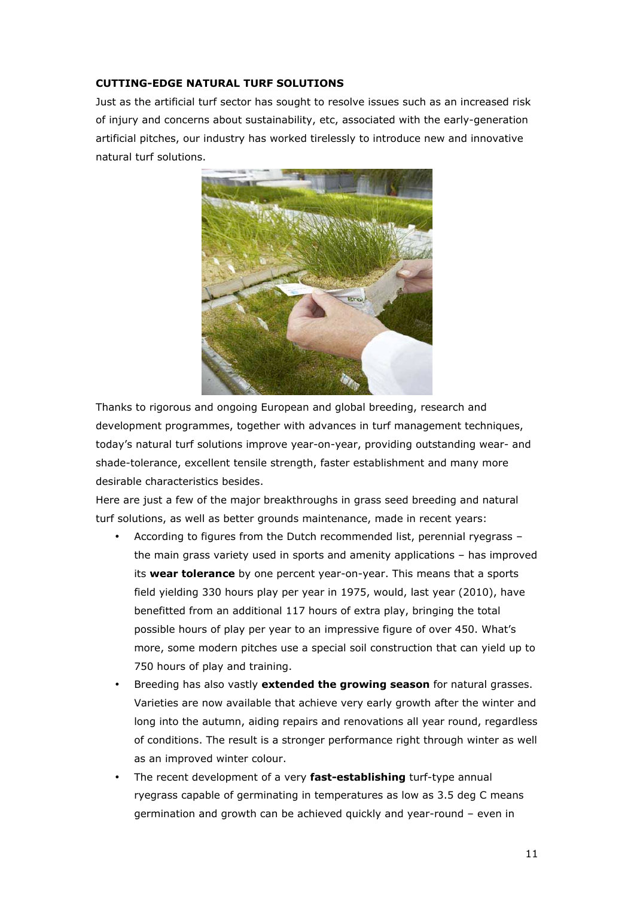**CUTTING-EDGE NATURAL TURF SOLUTIONS**

Just as the artificial turf sector has sought to resolve issues such as an increased risk of injury and concerns about sustainability, etc, associated with the early-generation artificial pitches, our industry has worked tirelessly to introduce new and innovative natural turf solutions.

Thanks to rigorous and ongoing European and global breeding, research and development programmes, together with advances in turf management techniques, today's natural turf solutions improve year-on-year, providing outstanding wear- and shade-tolerance, excellent tensile strength, faster establishment and many more desirable characteristics besides.

Here are just a few of the major breakthroughs in grass seed breeding and natural turf solutions, as well as better grounds maintenance, made in recent years:

- According to figures from the Dutch recommended list, perennial ryegrass – the main grass variety used in sports and amenity applications – has improved its **wear tolerance** by one percent year-on-year. This means that a sports field yielding 330 hours play per year in 1975, would, last year (2010), have benefitted from an additional 117 hours of extra play, bringing the total possible hours of play per year to an impressive figure of over 450. What's more, some modern pitches use a special soil construction that can yield up to 750 hours of play and training.
- Breeding has also vastly **extended the growing season** for natural grasses. Varieties are now available that achieve very early growth after the winter and long into the autumn, aiding repairs and renovations all year round, regardless of conditions. The result is a stronger performance right through winter as well as an improved winter colour.
- The recent development of a very **fast-establishing** turf-type annual ryegrass capable of germinating in temperatures as low as 3.5 deg C means germination and growth can be achieved quickly and year-round – even in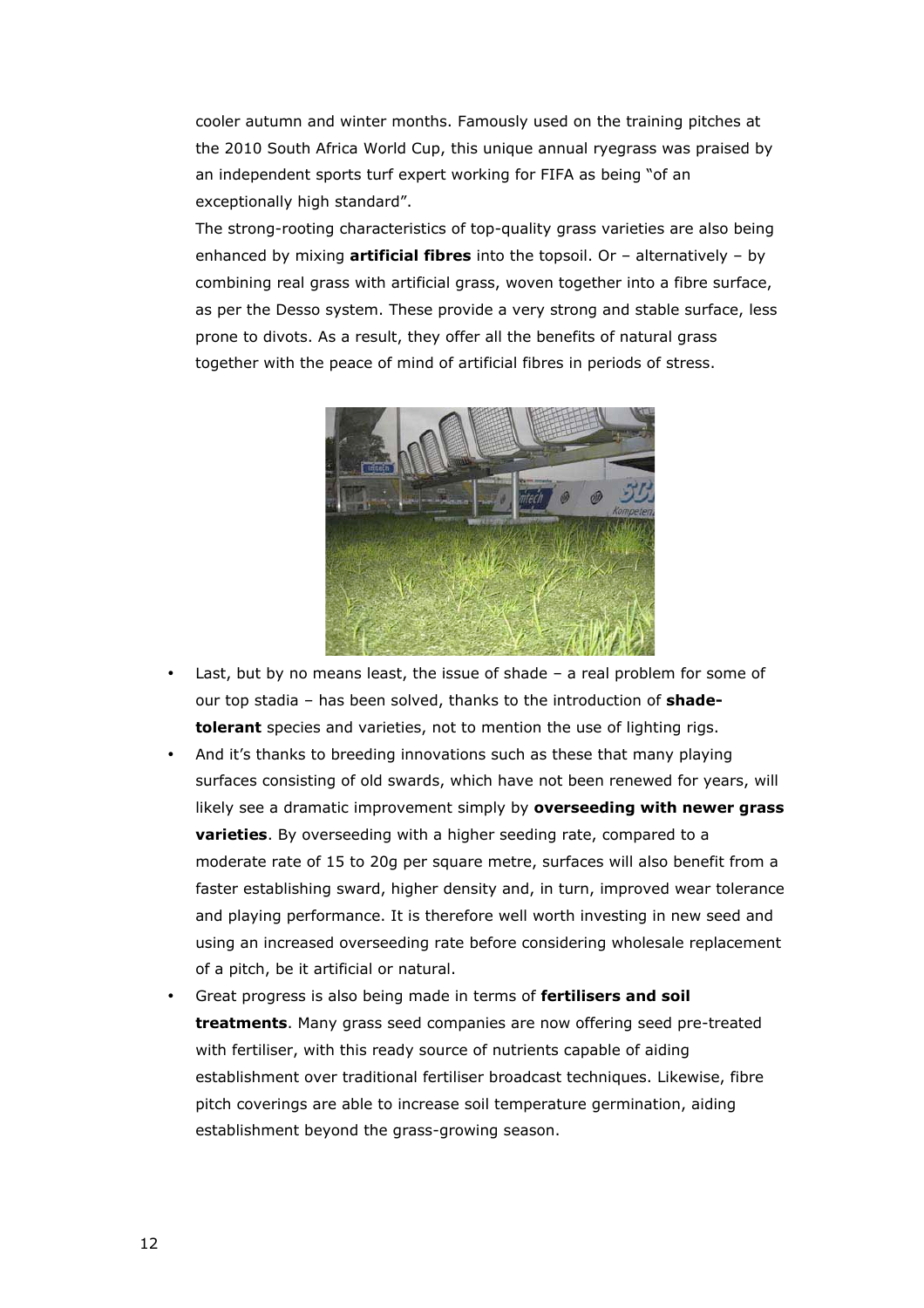cooler autumn and winter months. Famously used on the training pitches at the 2010 South Africa World Cup, this unique annual ryegrass was praised by an independent sports turf expert working for FIFA as being "of an exceptionally high standard".

The strong-rooting characteristics of top-quality grass varieties are also being enhanced by mixing **artificial fibres** into the topsoil. Or – alternatively – by combining real grass with artificial grass, woven together into a fibre surface, as per the Desso system. These provide a very strong and stable surface, less prone to divots. As a result, they offer all the benefits of natural grass together with the peace of mind of artificial fibres in periods of stress.

- Last, but by no means least, the issue of shade – a real problem for some of our top stadia – has been solved, thanks to the introduction of **shade-tolerant** species and varieties, not to mention the use of lighting rigs.
- And it's thanks to breeding innovations such as these that many playing surfaces consisting of old swards, which have not been renewed for years, will likely see a dramatic improvement simply by **overseeding with newer grass varieties**. By overseeding with a higher seeding rate, compared to a moderate rate of 15 to 20g per square metre, surfaces will also benefit from a faster establishing sward, higher density and, in turn, improved wear tolerance and playing performance. It is therefore well worth investing in new seed and using an increased overseeding rate before considering wholesale replacement of a pitch, be it artificial or natural.
- Great progress is also being made in terms of **fertilisers and soil treatments**. Many grass seed companies are now offering seed pre-treated with fertiliser, with this ready source of nutrients capable of aiding establishment over traditional fertiliser broadcast techniques. Likewise, fibre pitch coverings are able to increase soil temperature germination, aiding establishment beyond the grass-growing season.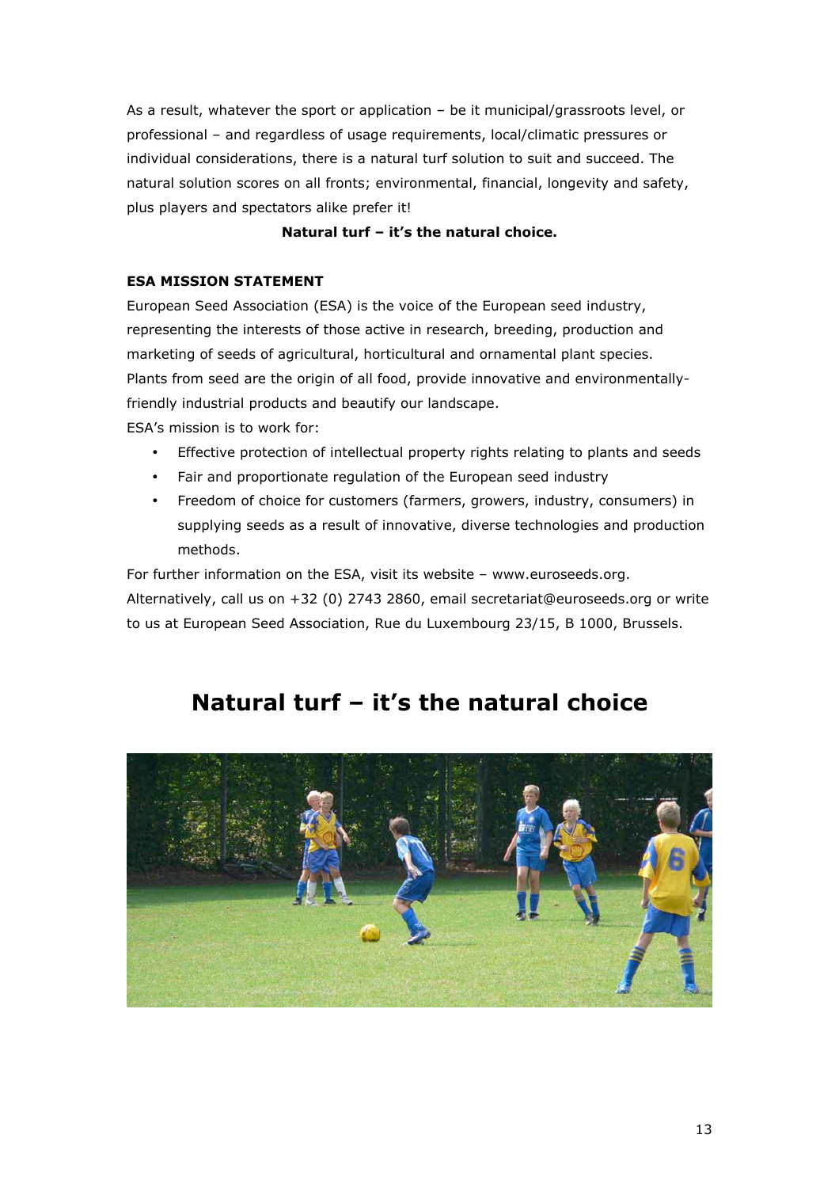As a result, whatever the sport or application – be it municipal/grassroots level, or professional – and regardless of usage requirements, local/climatic pressures or individual considerations, there is a natural turf solution to suit and succeed. The natural solution scores on all fronts; environmental, financial, longevity and safety, plus players and spectators alike prefer it!

**Natural turf – it's the natural choice.**

**ESA MISSION STATEMENT**

European Seed Association (ESA) is the voice of the European seed industry, representing the interests of those active in research, breeding, production and marketing of seeds of agricultural, horticultural and ornamental plant species. Plants from seed are the origin of all food, provide innovative and environmentally-friendly industrial products and beautify our landscape.

ESA's mission is to work for:

- Effective protection of intellectual property rights relating to plants and seeds
- Fair and proportionate regulation of the European seed industry
- Freedom of choice for customers (farmers, growers, industry, consumers) in supplying seeds as a result of innovative, diverse technologies and production methods.

For further information on the ESA, visit its website – www.euroseeds.org. Alternatively, call us on +32 (0) 2743 2860, email secretariat@euroseeds.org or write to us at European Seed Association, Rue du Luxembourg 23/15, B 1000, Brussels.

# Natural turf – it's the natural choice